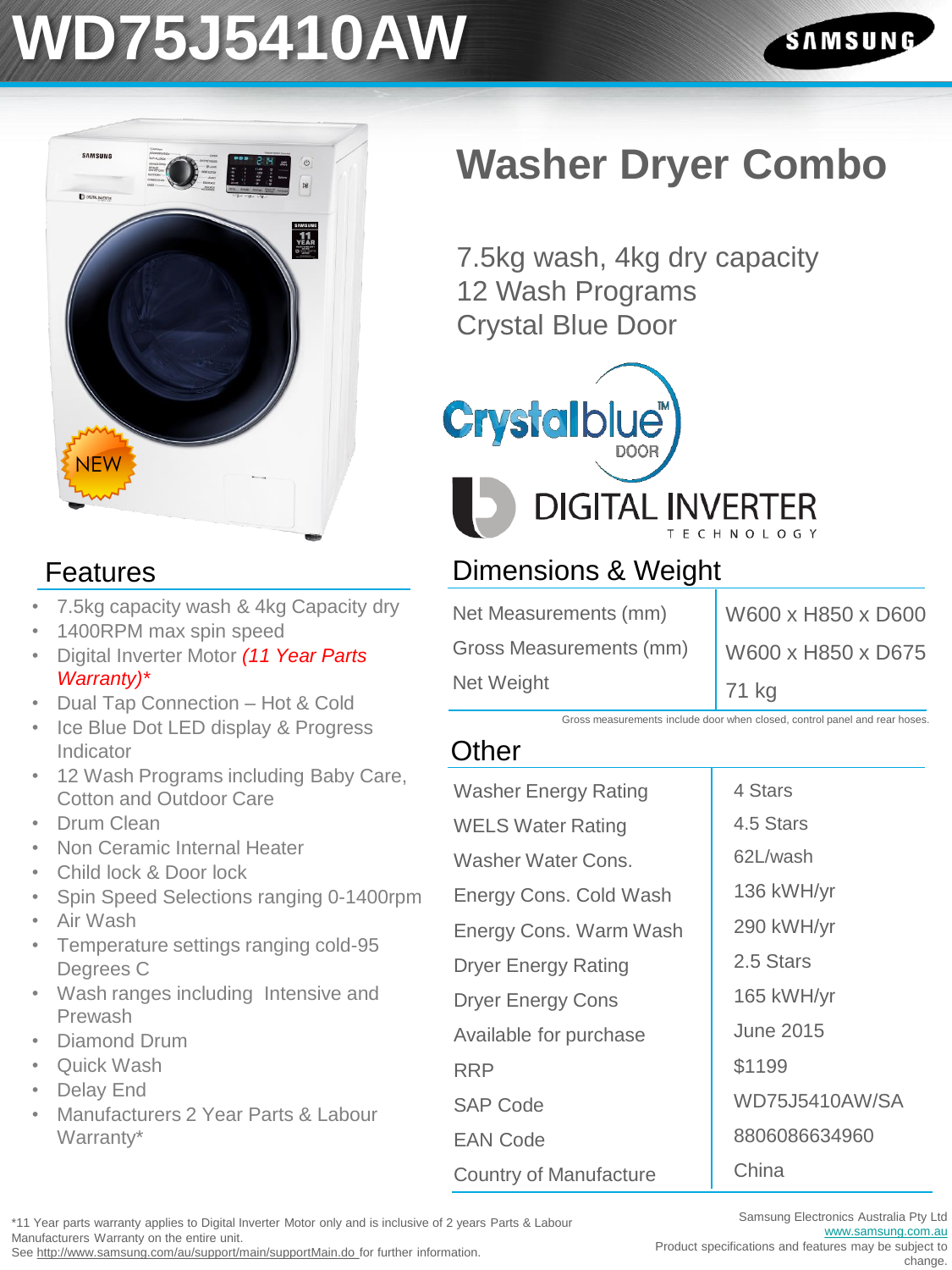# WD75J5410AW

SAMSUNG

NEW

## Washer Dryer Combo

7.5kg wash, 4kg dry capacity
12 Wash Programs
Crystal Blue Door

Crystalblue™ DOOR

DIGITAL INVERTER TECHNOLOGY

## Features

- 7.5kg capacity wash & 4kg Capacity dry
- 1400RPM max spin speed
- Digital Inverter Motor *(11 Year Parts Warranty)**
- Dual Tap Connection – Hot & Cold
- Ice Blue Dot LED display & Progress Indicator
- 12 Wash Programs including Baby Care, Cotton and Outdoor Care
- Drum Clean
- Non Ceramic Internal Heater
- Child lock & Door lock
- Spin Speed Selections ranging 0-1400rpm
- Air Wash
- Temperature settings ranging cold-95 Degrees C
- Wash ranges including Intensive and Prewash
- Diamond Drum
- Quick Wash
- Delay End
- Manufacturers 2 Year Parts & Labour Warranty*

## Dimensions & Weight

| | |
|---|---|
| Net Measurements (mm) | W600 x H850 x D600 |
| Gross Measurements (mm) | W600 x H850 x D675 |
| Net Weight | 71 kg |

Gross measurements include door when closed, control panel and rear hoses.

## Other

| | |
|---|---|
| Washer Energy Rating | 4 Stars |
| WELS Water Rating | 4.5 Stars |
| Washer Water Cons. | 62L/wash |
| Energy Cons. Cold Wash | 136 kWH/yr |
| Energy Cons. Warm Wash | 290 kWH/yr |
| Dryer Energy Rating | 2.5 Stars |
| Dryer Energy Cons | 165 kWH/yr |
| Available for purchase | June 2015 |
| RRP | $1199 |
| SAP Code | WD75J5410AW/SA |
| EAN Code | 8806086634960 |
| Country of Manufacture | China |

*11 Year parts warranty applies to Digital Inverter Motor only and is inclusive of 2 years Parts & Labour Manufacturers Warranty on the entire unit.
See http://www.samsung.com/au/support/main/supportMain.do for further information.

Samsung Electronics Australia Pty Ltd
www.samsung.com.au
Product specifications and features may be subject to change.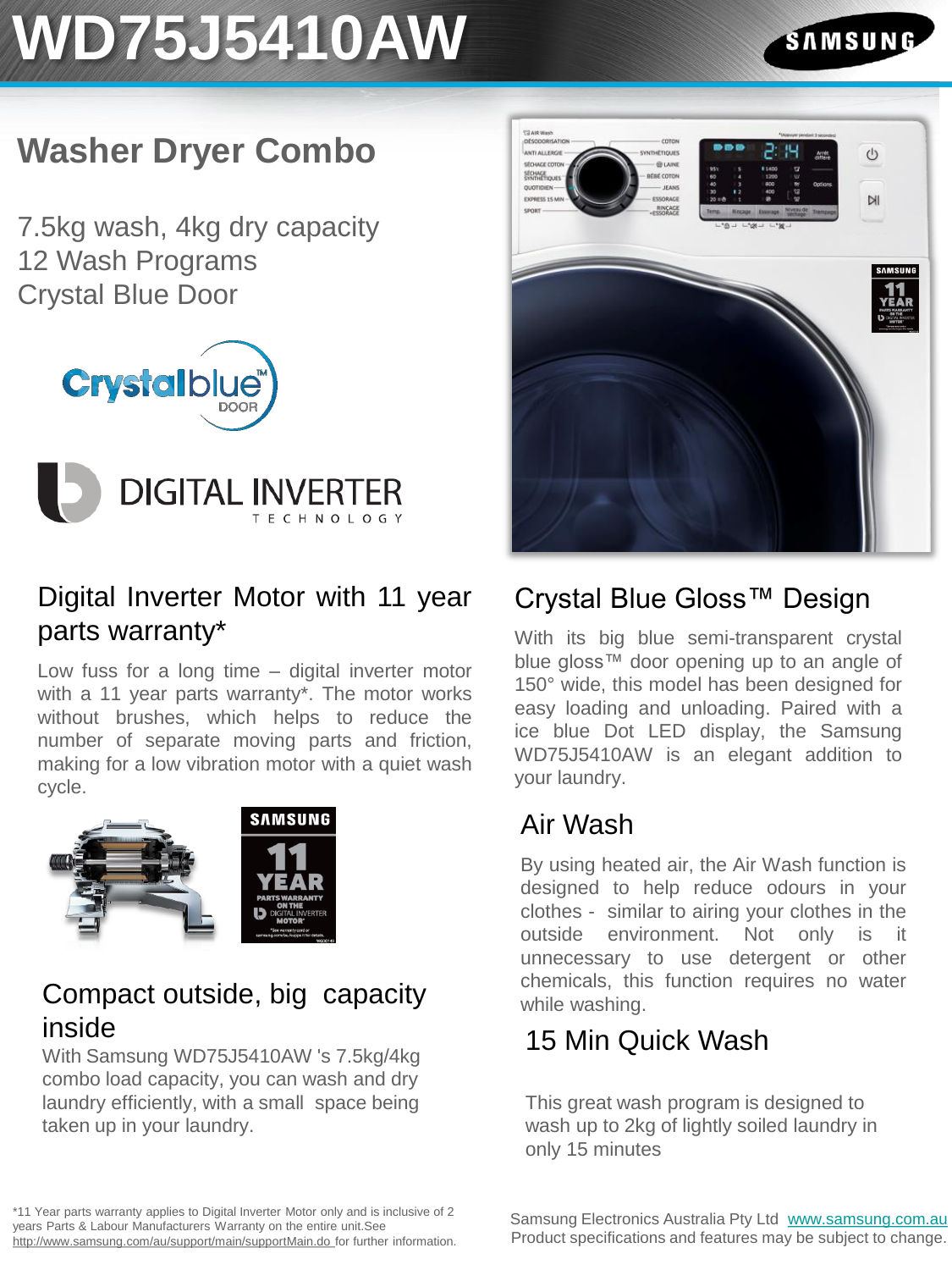# WD75J5410AW

## Washer Dryer Combo

7.5kg wash, 4kg dry capacity
12 Wash Programs
Crystal Blue Door

### Digital Inverter Motor with 11 year parts warranty*

Low fuss for a long time – digital inverter motor with a 11 year parts warranty*. The motor works without brushes, which helps to reduce the number of separate moving parts and friction, making for a low vibration motor with a quiet wash cycle.

### Compact outside, big capacity inside

With Samsung WD75J5410AW 's 7.5kg/4kg combo load capacity, you can wash and dry laundry efficiently, with a small space being taken up in your laundry.

### Crystal Blue Gloss™ Design

With its big blue semi-transparent crystal blue gloss™ door opening up to an angle of 150° wide, this model has been designed for easy loading and unloading. Paired with a ice blue Dot LED display, the Samsung WD75J5410AW is an elegant addition to your laundry.

### Air Wash

By using heated air, the Air Wash function is designed to help reduce odours in your clothes - similar to airing your clothes in the outside environment. Not only is it unnecessary to use detergent or other chemicals, this function requires no water while washing.

### 15 Min Quick Wash

This great wash program is designed to wash up to 2kg of lightly soiled laundry in only 15 minutes

*11 Year parts warranty applies to Digital Inverter Motor only and is inclusive of 2 years Parts & Labour Manufacturers Warranty on the entire unit.See http://www.samsung.com/au/support/main/supportMain.do for further information.

Samsung Electronics Australia Pty Ltd www.samsung.com.au
Product specifications and features may be subject to change.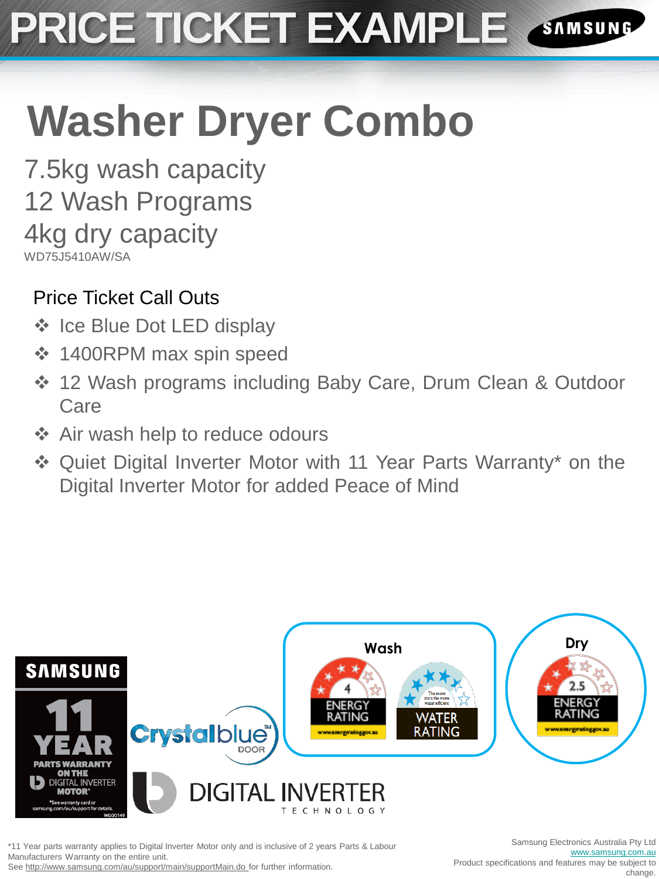# PRICE TICKET EXAMPLE

SAMSUNG

## Washer Dryer Combo

7.5kg wash capacity
12 Wash Programs
4kg dry capacity
WD75J5410AW/SA

### Price Ticket Call Outs

- Ice Blue Dot LED display
- 1400RPM max spin speed
- 12 Wash programs including Baby Care, Drum Clean & Outdoor Care
- Air wash help to reduce odours
- Quiet Digital Inverter Motor with 11 Year Parts Warranty* on the Digital Inverter Motor for added Peace of Mind

SAMSUNG
11 YEAR PARTS WARRANTY ON THE DIGITAL INVERTER MOTOR*
*See warranty card or samsung.com/au/support for details.
WG00149

Crystalblue™ DOOR

DIGITAL INVERTER TECHNOLOGY

**Wash**

4 ENERGY RATING
www.energyrating.gov.au

The more stars the more water efficient
WATER RATING

**Dry**

2.5 ENERGY RATING
www.energyrating.gov.au

*11 Year parts warranty applies to Digital Inverter Motor only and is inclusive of 2 years Parts & Labour Manufacturers Warranty on the entire unit.
See http://www.samsung.com/au/support/main/supportMain.do for further information.

Samsung Electronics Australia Pty Ltd
www.samsung.com.au
Product specifications and features may be subject to change.